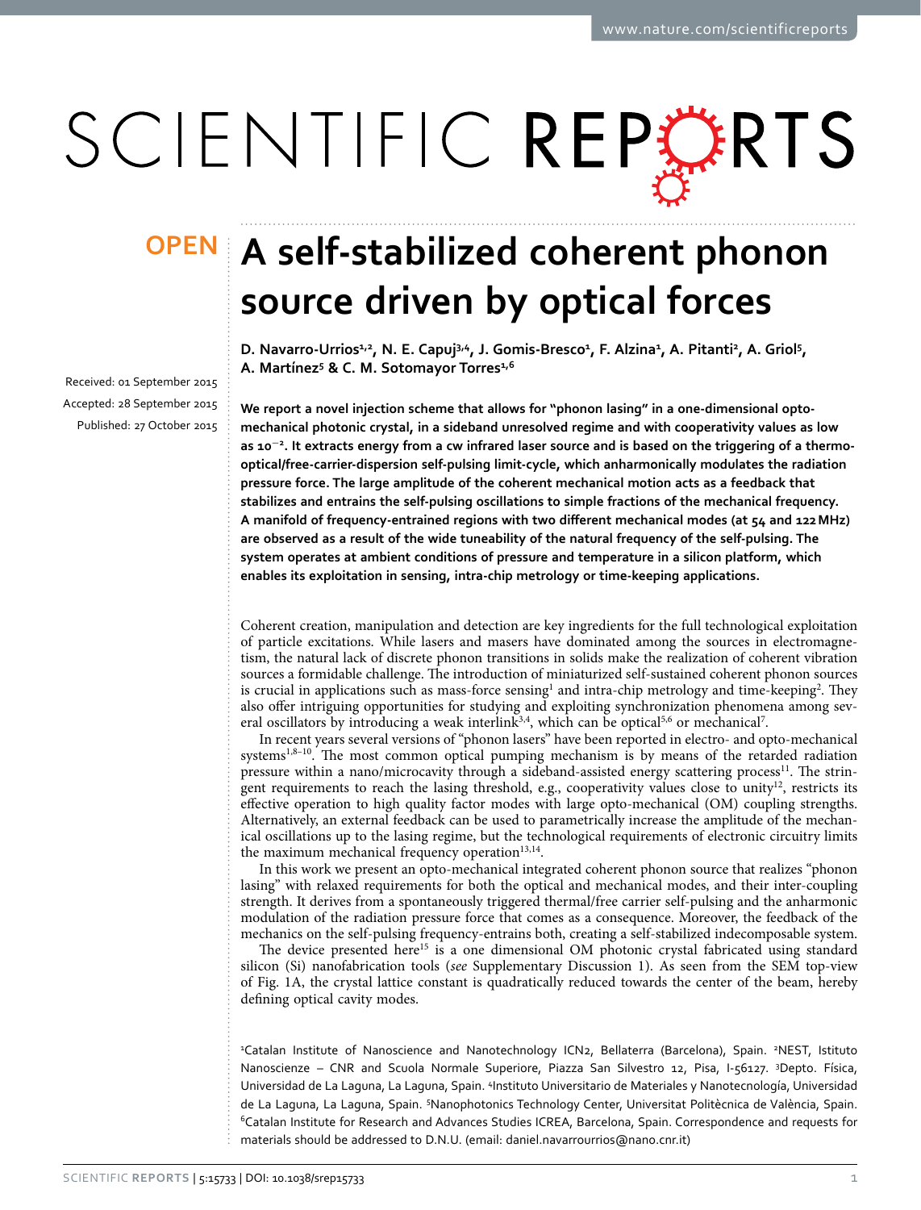# A self-stabilized coherent phonon source driven by optical forces

**D. Navarro-Urrios[1,2], N. E. Capuj[3,4], J. Gomis-Bresco[1], F. Alzina[1], A. Pitanti[2], A. Griol[5], A. Martínez[5] & C. M. Sotomayor Torres[1,6]**

Received: 01 September 2015
Accepted: 28 September 2015
Published: 27 October 2015

**We report a novel injection scheme that allows for "phonon lasing" in a one-dimensional opto-mechanical photonic crystal, in a sideband unresolved regime and with cooperativity values as low as $10^{-2}$. It extracts energy from a cw infrared laser source and is based on the triggering of a thermo-optical/free-carrier-dispersion self-pulsing limit-cycle, which anharmonically modulates the radiation pressure force. The large amplitude of the coherent mechanical motion acts as a feedback that stabilizes and entrains the self-pulsing oscillations to simple fractions of the mechanical frequency. A manifold of frequency-entrained regions with two different mechanical modes (at 54 and 122 MHz) are observed as a result of the wide tuneability of the natural frequency of the self-pulsing. The system operates at ambient conditions of pressure and temperature in a silicon platform, which enables its exploitation in sensing, intra-chip metrology or time-keeping applications.**

Coherent creation, manipulation and detection are key ingredients for the full technological exploitation of particle excitations. While lasers and masers have dominated among the sources in electromagnetism, the natural lack of discrete phonon transitions in solids make the realization of coherent vibration sources a formidable challenge. The introduction of miniaturized self-sustained coherent phonon sources is crucial in applications such as mass-force sensing[1] and intra-chip metrology and time-keeping[2]. They also offer intriguing opportunities for studying and exploiting synchronization phenomena among several oscillators by introducing a weak interlink[3,4], which can be optical[5,6] or mechanical[7].

In recent years several versions of "phonon lasers" have been reported in electro- and opto-mechanical systems[1,8–10]. The most common optical pumping mechanism is by means of the retarded radiation pressure within a nano/microcavity through a sideband-assisted energy scattering process[11]. The stringent requirements to reach the lasing threshold, e.g., cooperativity values close to unity[12], restricts its effective operation to high quality factor modes with large opto-mechanical (OM) coupling strengths. Alternatively, an external feedback can be used to parametrically increase the amplitude of the mechanical oscillations up to the lasing regime, but the technological requirements of electronic circuitry limits the maximum mechanical frequency operation[13,14].

In this work we present an opto-mechanical integrated coherent phonon source that realizes "phonon lasing" with relaxed requirements for both the optical and mechanical modes, and their inter-coupling strength. It derives from a spontaneously triggered thermal/free carrier self-pulsing and the anharmonic modulation of the radiation pressure force that comes as a consequence. Moreover, the feedback of the mechanics on the self-pulsing frequency-entrains both, creating a self-stabilized indecomposable system.

The device presented here[15] is a one dimensional OM photonic crystal fabricated using standard silicon (Si) nanofabrication tools (*see* Supplementary Discussion 1). As seen from the SEM top-view of Fig. 1A, the crystal lattice constant is quadratically reduced towards the center of the beam, hereby defining optical cavity modes.

[1]Catalan Institute of Nanoscience and Nanotechnology ICN2, Bellaterra (Barcelona), Spain. [2]NEST, Istituto Nanoscienze – CNR and Scuola Normale Superiore, Piazza San Silvestro 12, Pisa, I-56127. [3]Depto. Física, Universidad de La Laguna, La Laguna, Spain. [4]Instituto Universitario de Materiales y Nanotecnología, Universidad de La Laguna, La Laguna, Spain. [5]Nanophotonics Technology Center, Universitat Politècnica de València, Spain. [6]Catalan Institute for Research and Advances Studies ICREA, Barcelona, Spain. Correspondence and requests for materials should be addressed to D.N.U. (email: daniel.navarrourrios@nano.cnr.it)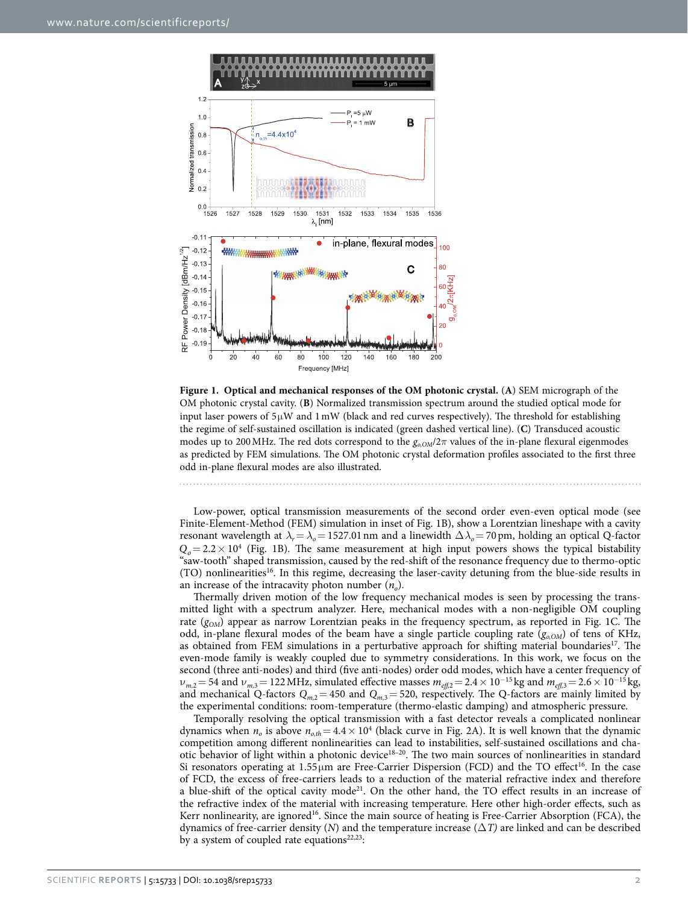**Figure 1. Optical and mechanical responses of the OM photonic crystal.** (**A**) SEM micrograph of the OM photonic crystal cavity. (**B**) Normalized transmission spectrum around the studied optical mode for input laser powers of 5 μW and 1 mW (black and red curves respectively). The threshold for establishing the regime of self-sustained oscillation is indicated (green dashed vertical line). (**C**) Transduced acoustic modes up to 200 MHz. The red dots correspond to the $g_{o,OM}/2\pi$ values of the in-plane flexural eigenmodes as predicted by FEM simulations. The OM photonic crystal deformation profiles associated to the first three odd in-plane flexural modes are also illustrated.

Low-power, optical transmission measurements of the second order even-even optical mode (see Finite-Element-Method (FEM) simulation in inset of Fig. 1B), show a Lorentzian lineshape with a cavity resonant wavelength at $\lambda_r = \lambda_o = 1527.01$ nm and a linewidth $\Delta\lambda_o = 70$ pm, holding an optical Q-factor $Q_o = 2.2 \times 10^4$ (Fig. 1B). The same measurement at high input powers shows the typical bistability "saw-tooth" shaped transmission, caused by the red-shift of the resonance frequency due to thermo-optic (TO) nonlinearities[16]. In this regime, decreasing the laser-cavity detuning from the blue-side results in an increase of the intracavity photon number ($n_o$).

Thermally driven motion of the low frequency mechanical modes is seen by processing the transmitted light with a spectrum analyzer. Here, mechanical modes with a non-negligible OM coupling rate ($g_{OM}$) appear as narrow Lorentzian peaks in the frequency spectrum, as reported in Fig. 1C. The odd, in-plane flexural modes of the beam have a single particle coupling rate ($g_{o,OM}$) of tens of KHz, as obtained from FEM simulations in a perturbative approach for shifting material boundaries[17]. The even-mode family is weakly coupled due to symmetry considerations. In this work, we focus on the second (three anti-nodes) and third (five anti-nodes) order odd modes, which have a center frequency of $\nu_{m,2} = 54$ and $\nu_{m,3} = 122$ MHz, simulated effective masses $m_{eff,2} = 2.4 \times 10^{-15}$ kg and $m_{eff,3} = 2.6 \times 10^{-15}$ kg, and mechanical Q-factors $Q_{m,2} = 450$ and $Q_{m,3} = 520$, respectively. The Q-factors are mainly limited by the experimental conditions: room-temperature (thermo-elastic damping) and atmospheric pressure.

Temporally resolving the optical transmission with a fast detector reveals a complicated nonlinear dynamics when $n_o$ is above $n_{o,th} = 4.4 \times 10^4$ (black curve in Fig. 2A). It is well known that the dynamic competition among different nonlinearities can lead to instabilities, self-sustained oscillations and chaotic behavior of light within a photonic device[18–20]. The two main sources of nonlinearities in standard Si resonators operating at 1.55 μm are Free-Carrier Dispersion (FCD) and the TO effect[16]. In the case of FCD, the excess of free-carriers leads to a reduction of the material refractive index and therefore a blue-shift of the optical cavity mode[21]. On the other hand, the TO effect results in an increase of the refractive index of the material with increasing temperature. Here other high-order effects, such as Kerr nonlinearity, are ignored[16]. Since the main source of heating is Free-Carrier Absorption (FCA), the dynamics of free-carrier density ($N$) and the temperature increase ($\Delta T$) are linked and can be described by a system of coupled rate equations[22,23]: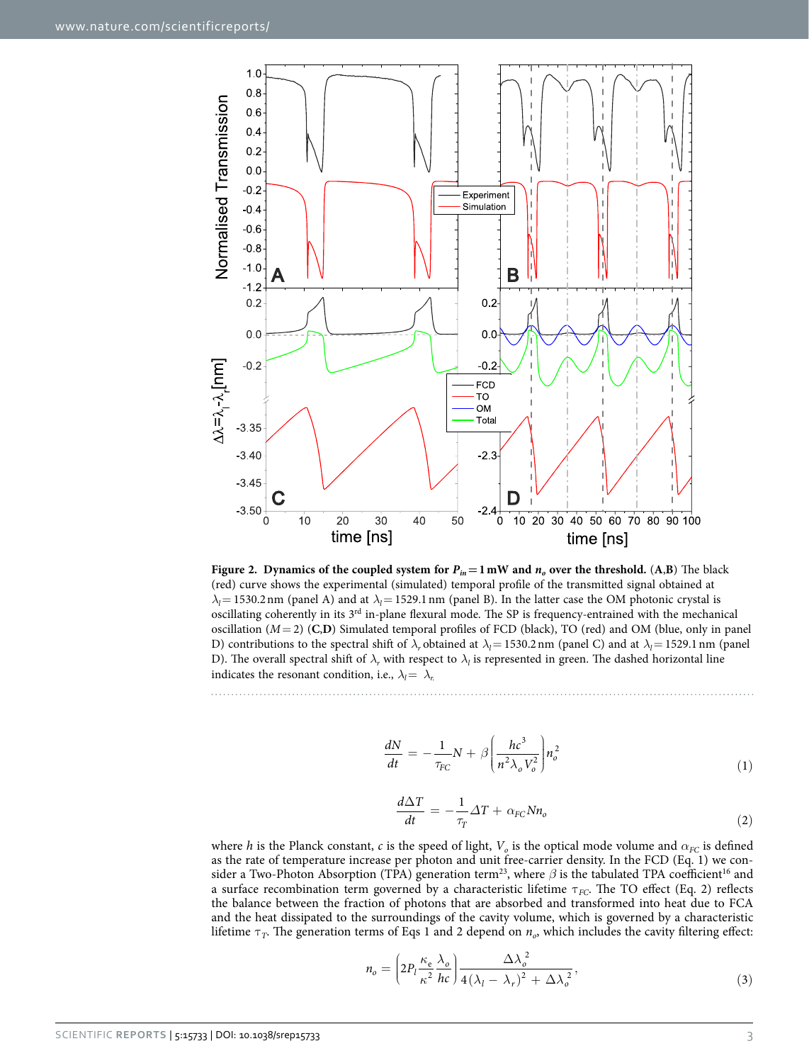**Figure 2. Dynamics of the coupled system for $P_{in} = 1$ mW and $n_o$ over the threshold.** (**A**,**B**) The black (red) curve shows the experimental (simulated) temporal profile of the transmitted signal obtained at $\lambda_l = 1530.2$ nm (panel A) and at $\lambda_l = 1529.1$ nm (panel B). In the latter case the OM photonic crystal is oscillating coherently in its 3rd in-plane flexural mode. The SP is frequency-entrained with the mechanical oscillation ($M = 2$) (**C**,**D**) Simulated temporal profiles of FCD (black), TO (red) and OM (blue, only in panel D) contributions to the spectral shift of $\lambda_r$ obtained at $\lambda_l = 1530.2$ nm (panel C) and at $\lambda_l = 1529.1$ nm (panel D). The overall spectral shift of $\lambda_r$ with respect to $\lambda_l$ is represented in green. The dashed horizontal line indicates the resonant condition, i.e., $\lambda_l = \lambda_r$.

$$\frac{dN}{dt} = -\frac{1}{\tau_{FC}}N + \beta\left(\frac{hc^3}{n^2\lambda_o V_o^2}\right)n_o^2 \tag{1}$$

$$\frac{d\Delta T}{dt} = -\frac{1}{\tau_T}\Delta T + \alpha_{FC} N n_o \tag{2}$$

where $h$ is the Planck constant, $c$ is the speed of light, $V_o$ is the optical mode volume and $\alpha_{FC}$ is defined as the rate of temperature increase per photon and unit free-carrier density. In the FCD (Eq. 1) we consider a Two-Photon Absorption (TPA) generation term[23], where $\beta$ is the tabulated TPA coefficient[16] and a surface recombination term governed by a characteristic lifetime $\tau_{FC}$. The TO effect (Eq. 2) reflects the balance between the fraction of photons that are absorbed and transformed into heat due to FCA and the heat dissipated to the surroundings of the cavity volume, which is governed by a characteristic lifetime $\tau_T$. The generation terms of Eqs 1 and 2 depend on $n_o$, which includes the cavity filtering effect:

$$n_o = \left(2P_l\frac{\kappa_e}{\kappa^2}\frac{\lambda_o}{hc}\right)\frac{\Delta\lambda_o^2}{4(\lambda_l - \lambda_r)^2 + \Delta\lambda_o^2}, \tag{3}$$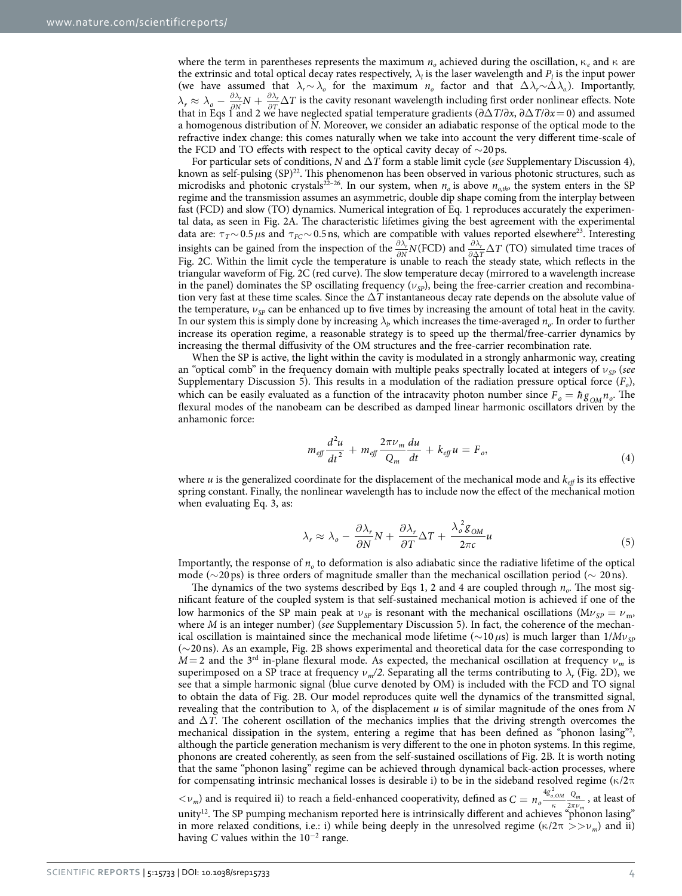where the term in parentheses represents the maximum $n_o$ achieved during the oscillation, $\kappa_e$ and $\kappa$ are the extrinsic and total optical decay rates respectively, $\lambda_l$ is the laser wavelength and $P_l$ is the input power (we have assumed that $\lambda_r \sim \lambda_o$ for the maximum $n_o$ factor and that $\Delta\lambda_r \sim \Delta\lambda_o$). Importantly, $\lambda_r \approx \lambda_o - \frac{\partial\lambda_r}{\partial N}N + \frac{\partial\lambda_r}{\partial T}\Delta T$ is the cavity resonant wavelength including first order nonlinear effects. Note that in Eqs 1 and 2 we have neglected spatial temperature gradients ($\partial\Delta T/\partial x$, $\partial\Delta T/\partial x = 0$) and assumed a homogenous distribution of $N$. Moreover, we consider an adiabatic response of the optical mode to the refractive index change: this comes naturally when we take into account the very different time-scale of the FCD and TO effects with respect to the optical cavity decay of ~20 ps.

For particular sets of conditions, $N$ and $\Delta T$ form a stable limit cycle (*see* Supplementary Discussion 4), known as self-pulsing (SP)[22]. This phenomenon has been observed in various photonic structures, such as microdisks and photonic crystals[22–26]. In our system, when $n_o$ is above $n_{o,th}$, the system enters in the SP regime and the transmission assumes an asymmetric, double dip shape coming from the interplay between fast (FCD) and slow (TO) dynamics. Numerical integration of Eq. 1 reproduces accurately the experimental data, as seen in Fig. 2A. The characteristic lifetimes giving the best agreement with the experimental data are: $\tau_T \sim 0.5\,\mu$s and $\tau_{FC} \sim 0.5$ ns, which are compatible with values reported elsewhere[23]. Interesting insights can be gained from the inspection of the $\frac{\partial\lambda_r}{\partial N}N$(FCD) and $\frac{\partial\lambda_r}{\partial\Delta T}\Delta T$ (TO) simulated time traces of Fig. 2C. Within the limit cycle the temperature is unable to reach the steady state, which reflects in the triangular waveform of Fig. 2C (red curve). The slow temperature decay (mirrored to a wavelength increase in the panel) dominates the SP oscillating frequency ($\nu_{SP}$), being the free-carrier creation and recombination very fast at these time scales. Since the $\Delta T$ instantaneous decay rate depends on the absolute value of the temperature, $\nu_{SP}$ can be enhanced up to five times by increasing the amount of total heat in the cavity. In our system this is simply done by increasing $\lambda_l$, which increases the time-averaged $n_o$. In order to further increase its operation regime, a reasonable strategy is to speed up the thermal/free-carrier dynamics by increasing the thermal diffusivity of the OM structures and the free-carrier recombination rate.

When the SP is active, the light within the cavity is modulated in a strongly anharmonic way, creating an "optical comb" in the frequency domain with multiple peaks spectrally located at integers of $\nu_{SP}$ (*see* Supplementary Discussion 5). This results in a modulation of the radiation pressure optical force ($F_o$), which can be easily evaluated as a function of the intracavity photon number since $F_o = \hbar g_{OM} n_o$. The flexural modes of the nanobeam can be described as damped linear harmonic oscillators driven by the anhamonic force:

$$m_{eff}\frac{d^2u}{dt^2} + m_{eff}\frac{2\pi\nu_m}{Q_m}\frac{du}{dt} + k_{eff}u = F_o, \tag{4}$$

where $u$ is the generalized coordinate for the displacement of the mechanical mode and $k_{eff}$ is its effective spring constant. Finally, the nonlinear wavelength has to include now the effect of the mechanical motion when evaluating Eq. 3, as:

$$\lambda_r \approx \lambda_o - \frac{\partial\lambda_r}{\partial N}N + \frac{\partial\lambda_r}{\partial T}\Delta T + \frac{\lambda_o^2 g_{OM}}{2\pi c}u \tag{5}$$

Importantly, the response of $n_o$ to deformation is also adiabatic since the radiative lifetime of the optical mode (~20 ps) is three orders of magnitude smaller than the mechanical oscillation period (~ 20 ns).

The dynamics of the two systems described by Eqs 1, 2 and 4 are coupled through $n_o$. The most significant feature of the coupled system is that self-sustained mechanical motion is achieved if one of the low harmonics of the SP main peak at $\nu_{SP}$ is resonant with the mechanical oscillations ($M\nu_{SP} = \nu_m$, where $M$ is an integer number) (*see* Supplementary Discussion 5). In fact, the coherence of the mechanical oscillation is maintained since the mechanical mode lifetime (~10 $\mu$s) is much larger than $1/M\nu_{SP}$ (~20 ns). As an example, Fig. 2B shows experimental and theoretical data for the case corresponding to $M = 2$ and the 3[rd] in-plane flexural mode. As expected, the mechanical oscillation at frequency $\nu_m$ is superimposed on a SP trace at frequency $\nu_m/2$. Separating all the terms contributing to $\lambda_r$ (Fig. 2D), we see that a simple harmonic signal (blue curve denoted by OM) is included with the FCD and TO signal to obtain the data of Fig. 2B. Our model reproduces quite well the dynamics of the transmitted signal, revealing that the contribution to $\lambda_r$ of the displacement $u$ is of similar magnitude of the ones from $N$ and $\Delta T$. The coherent oscillation of the mechanics implies that the driving strength overcomes the mechanical dissipation in the system, entering a regime that has been defined as "phonon lasing"[2], although the particle generation mechanism is very different to the one in photon systems. In this regime, phonons are created coherently, as seen from the self-sustained oscillations of Fig. 2B. It is worth noting that the same "phonon lasing" regime can be achieved through dynamical back-action processes, where for compensating intrinsic mechanical losses is desirable i) to be in the sideband resolved regime ($\kappa/2\pi < \nu_m$) and is required ii) to reach a field-enhanced cooperativity, defined as $C = n_o\frac{4g_{o,OM}^2}{\kappa}\frac{Q_m}{2\pi\nu_m}$, at least of unity[12]. The SP pumping mechanism reported here is intrinsically different and achieves "phonon lasing" in more relaxed conditions, i.e.: i) while being deeply in the unresolved regime ($\kappa/2\pi >> \nu_m$) and ii) having $C$ values within the $10^{-2}$ range.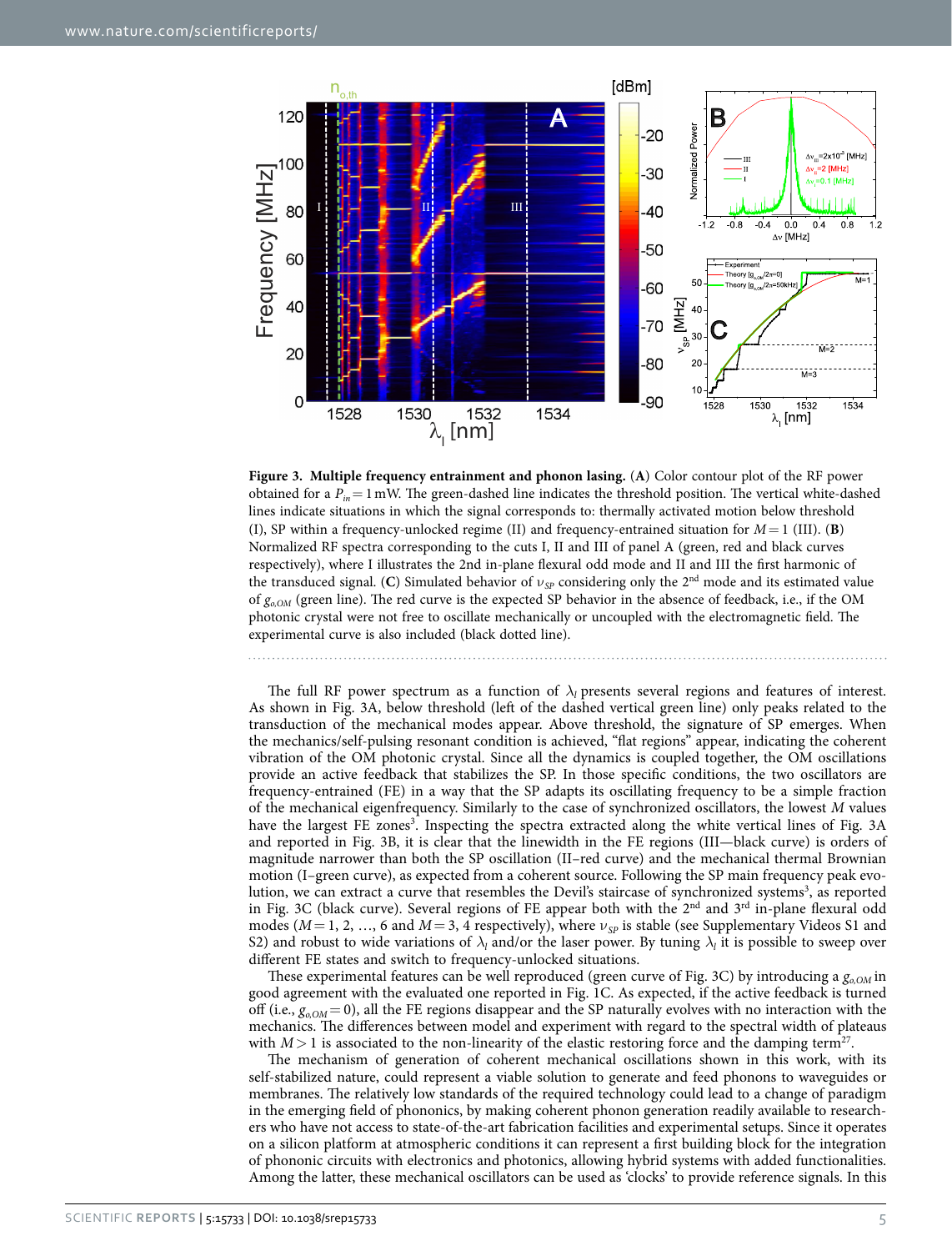**Figure 3. Multiple frequency entrainment and phonon lasing.** (**A**) Color contour plot of the RF power obtained for a $P_{in} = 1$ mW. The green-dashed line indicates the threshold position. The vertical white-dashed lines indicate situations in which the signal corresponds to: thermally activated motion below threshold (I), SP within a frequency-unlocked regime (II) and frequency-entrained situation for $M = 1$ (III). (**B**) Normalized RF spectra corresponding to the cuts I, II and III of panel A (green, red and black curves respectively), where I illustrates the 2nd in-plane flexural odd mode and II and III the first harmonic of the transduced signal. (**C**) Simulated behavior of $\nu_{SP}$ considering only the 2nd mode and its estimated value of $g_{o,OM}$ (green line). The red curve is the expected SP behavior in the absence of feedback, i.e., if the OM photonic crystal were not free to oscillate mechanically or uncoupled with the electromagnetic field. The experimental curve is also included (black dotted line).

The full RF power spectrum as a function of $\lambda_l$ presents several regions and features of interest. As shown in Fig. 3A, below threshold (left of the dashed vertical green line) only peaks related to the transduction of the mechanical modes appear. Above threshold, the signature of SP emerges. When the mechanics/self-pulsing resonant condition is achieved, "flat regions" appear, indicating the coherent vibration of the OM photonic crystal. Since all the dynamics is coupled together, the OM oscillations provide an active feedback that stabilizes the SP. In those specific conditions, the two oscillators are frequency-entrained (FE) in a way that the SP adapts its oscillating frequency to be a simple fraction of the mechanical eigenfrequency. Similarly to the case of synchronized oscillators, the lowest $M$ values have the largest FE zones[3]. Inspecting the spectra extracted along the white vertical lines of Fig. 3A and reported in Fig. 3B, it is clear that the linewidth in the FE regions (III—black curve) is orders of magnitude narrower than both the SP oscillation (II–red curve) and the mechanical thermal Brownian motion (I–green curve), as expected from a coherent source. Following the SP main frequency peak evolution, we can extract a curve that resembles the Devil's staircase of synchronized systems[3], as reported in Fig. 3C (black curve). Several regions of FE appear both with the 2nd and 3rd in-plane flexural odd modes ($M = 1, 2, \ldots, 6$ and $M = 3, 4$ respectively), where $\nu_{SP}$ is stable (see Supplementary Videos S1 and S2) and robust to wide variations of $\lambda_l$ and/or the laser power. By tuning $\lambda_l$ it is possible to sweep over different FE states and switch to frequency-unlocked situations.

These experimental features can be well reproduced (green curve of Fig. 3C) by introducing a $g_{o,OM}$ in good agreement with the evaluated one reported in Fig. 1C. As expected, if the active feedback is turned off (i.e., $g_{o,OM} = 0$), all the FE regions disappear and the SP naturally evolves with no interaction with the mechanics. The differences between model and experiment with regard to the spectral width of plateaus with $M > 1$ is associated to the non-linearity of the elastic restoring force and the damping term[27].

The mechanism of generation of coherent mechanical oscillations shown in this work, with its self-stabilized nature, could represent a viable solution to generate and feed phonons to waveguides or membranes. The relatively low standards of the required technology could lead to a change of paradigm in the emerging field of phononics, by making coherent phonon generation readily available to researchers who have not access to state-of-the-art fabrication facilities and experimental setups. Since it operates on a silicon platform at atmospheric conditions it can represent a first building block for the integration of phononic circuits with electronics and photonics, allowing hybrid systems with added functionalities. Among the latter, these mechanical oscillators can be used as 'clocks' to provide reference signals. In this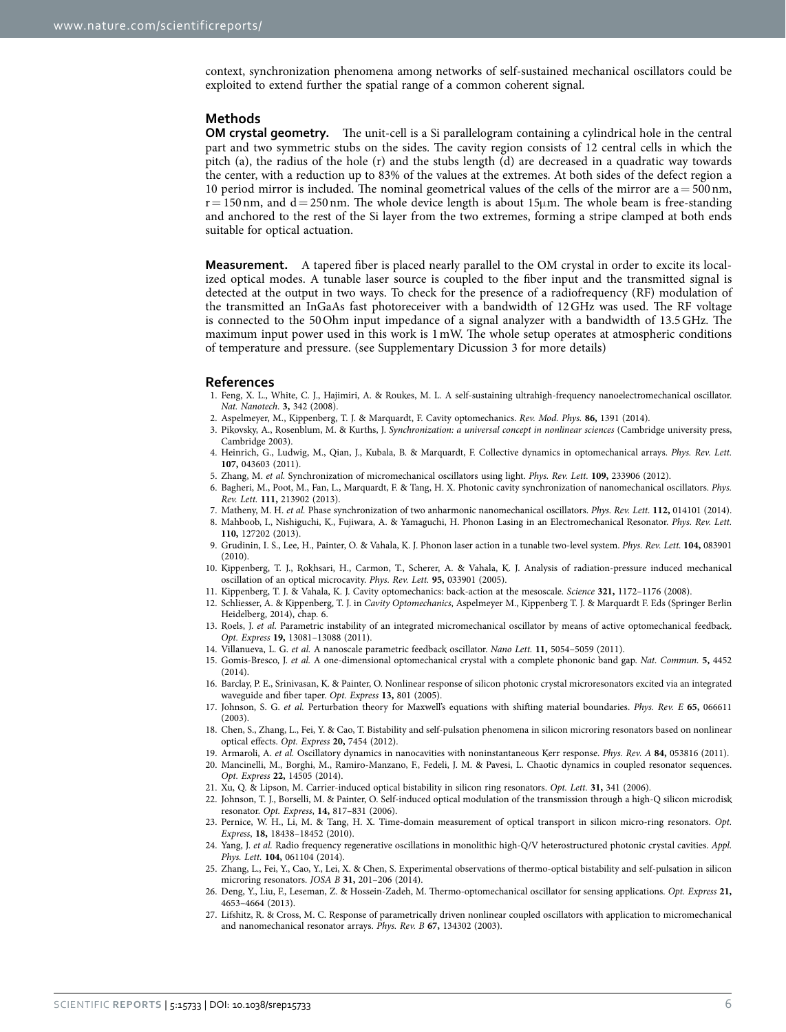context, synchronization phenomena among networks of self-sustained mechanical oscillators could be exploited to extend further the spatial range of a common coherent signal.

## Methods

**OM crystal geometry.** The unit-cell is a Si parallelogram containing a cylindrical hole in the central part and two symmetric stubs on the sides. The cavity region consists of 12 central cells in which the pitch (a), the radius of the hole (r) and the stubs length (d) are decreased in a quadratic way towards the center, with a reduction up to 83% of the values at the extremes. At both sides of the defect region a 10 period mirror is included. The nominal geometrical values of the cells of the mirror are $a = 500$ nm, $r = 150$ nm, and $d = 250$ nm. The whole device length is about 15μm. The whole beam is free-standing and anchored to the rest of the Si layer from the two extremes, forming a stripe clamped at both ends suitable for optical actuation.

**Measurement.** A tapered fiber is placed nearly parallel to the OM crystal in order to excite its localized optical modes. A tunable laser source is coupled to the fiber input and the transmitted signal is detected at the output in two ways. To check for the presence of a radiofrequency (RF) modulation of the transmitted an InGaAs fast photoreceiver with a bandwidth of 12 GHz was used. The RF voltage is connected to the 50 Ohm input impedance of a signal analyzer with a bandwidth of 13.5 GHz. The maximum input power used in this work is 1 mW. The whole setup operates at atmospheric conditions of temperature and pressure. (see Supplementary Dicussion 3 for more details)

## References

1. Feng, X. L., White, C. J., Hajimiri, A. & Roukes, M. L. A self-sustaining ultrahigh-frequency nanoelectromechanical oscillator. *Nat. Nanotech.* **3,** 342 (2008).
2. Aspelmeyer, M., Kippenberg, T. J. & Marquardt, F. Cavity optomechanics. *Rev. Mod. Phys.* **86,** 1391 (2014).
3. Pikovsky, A., Rosenblum, M. & Kurths, J. *Synchronization: a universal concept in nonlinear sciences* (Cambridge university press, Cambridge 2003).
4. Heinrich, G., Ludwig, M., Qian, J., Kubala, B. & Marquardt, F. Collective dynamics in optomechanical arrays. *Phys. Rev. Lett.* **107,** 043603 (2011).
5. Zhang, M. *et al.* Synchronization of micromechanical oscillators using light. *Phys. Rev. Lett.* **109,** 233906 (2012).
6. Bagheri, M., Poot, M., Fan, L., Marquardt, F. & Tang, H. X. Photonic cavity synchronization of nanomechanical oscillators. *Phys. Rev. Lett.* **111,** 213902 (2013).
7. Matheny, M. H. *et al.* Phase synchronization of two anharmonic nanomechanical oscillators. *Phys. Rev. Lett.* **112,** 014101 (2014).
8. Mahboob, I., Nishiguchi, K., Fujiwara, A. & Yamaguchi, H. Phonon Lasing in an Electromechanical Resonator. *Phys. Rev. Lett.* **110,** 127202 (2013).
9. Grudinin, I. S., Lee, H., Painter, O. & Vahala, K. J. Phonon laser action in a tunable two-level system. *Phys. Rev. Lett.* **104,** 083901 (2010).
10. Kippenberg, T. J., Rokhsari, H., Carmon, T., Scherer, A. & Vahala, K. J. Analysis of radiation-pressure induced mechanical oscillation of an optical microcavity. *Phys. Rev. Lett.* **95,** 033901 (2005).
11. Kippenberg, T. J. & Vahala, K. J. Cavity optomechanics: back-action at the mesoscale. *Science* **321,** 1172–1176 (2008).
12. Schliesser, A. & Kippenberg, T. J. in *Cavity Optomechanics*, Aspelmeyer M., Kippenberg T. J. & Marquardt F. Eds (Springer Berlin Heidelberg, 2014), chap. 6.
13. Roels, J. *et al.* Parametric instability of an integrated micromechanical oscillator by means of active optomechanical feedback. *Opt. Express* **19,** 13081–13088 (2011).
14. Villanueva, L. G. *et al.* A nanoscale parametric feedback oscillator. *Nano Lett.* **11,** 5054–5059 (2011).
15. Gomis-Bresco, J. *et al.* A one-dimensional optomechanical crystal with a complete phononic band gap. *Nat. Commun.* **5,** 4452 (2014).
16. Barclay, P. E., Srinivasan, K. & Painter, O. Nonlinear response of silicon photonic crystal microresonators excited via an integrated waveguide and fiber taper. *Opt. Express* **13,** 801 (2005).
17. Johnson, S. G. *et al.* Perturbation theory for Maxwell's equations with shifting material boundaries. *Phys. Rev. E* **65,** 066611 (2003).
18. Chen, S., Zhang, L., Fei, Y. & Cao, T. Bistability and self-pulsation phenomena in silicon microring resonators based on nonlinear optical effects. *Opt. Express* **20,** 7454 (2012).
19. Armaroli, A. *et al.* Oscillatory dynamics in nanocavities with noninstantaneous Kerr response. *Phys. Rev. A* **84,** 053816 (2011).
20. Mancinelli, M., Borghi, M., Ramiro-Manzano, F., Fedeli, J. M. & Pavesi, L. Chaotic dynamics in coupled resonator sequences. *Opt. Express* **22,** 14505 (2014).
21. Xu, Q. & Lipson, M. Carrier-induced optical bistability in silicon ring resonators. *Opt. Lett.* **31,** 341 (2006).
22. Johnson, T. J., Borselli, M. & Painter, O. Self-induced optical modulation of the transmission through a high-Q silicon microdisk resonator. *Opt. Express*, **14,** 817–831 (2006).
23. Pernice, W. H., Li, M. & Tang, H. X. Time-domain measurement of optical transport in silicon micro-ring resonators. *Opt. Express*, **18,** 18438–18452 (2010).
24. Yang, J. *et al.* Radio frequency regenerative oscillations in monolithic high-Q/V heterostructured photonic crystal cavities. *Appl. Phys. Lett.* **104,** 061104 (2014).
25. Zhang, L., Fei, Y., Cao, Y., Lei, X. & Chen, S. Experimental observations of thermo-optical bistability and self-pulsation in silicon microring resonators. *JOSA B* **31,** 201–206 (2014).
26. Deng, Y., Liu, F., Leseman, Z. & Hossein-Zadeh, M. Thermo-optomechanical oscillator for sensing applications. *Opt. Express* **21,** 4653–4664 (2013).
27. Lifshitz, R. & Cross, M. C. Response of parametrically driven nonlinear coupled oscillators with application to micromechanical and nanomechanical resonator arrays. *Phys. Rev. B* **67,** 134302 (2003).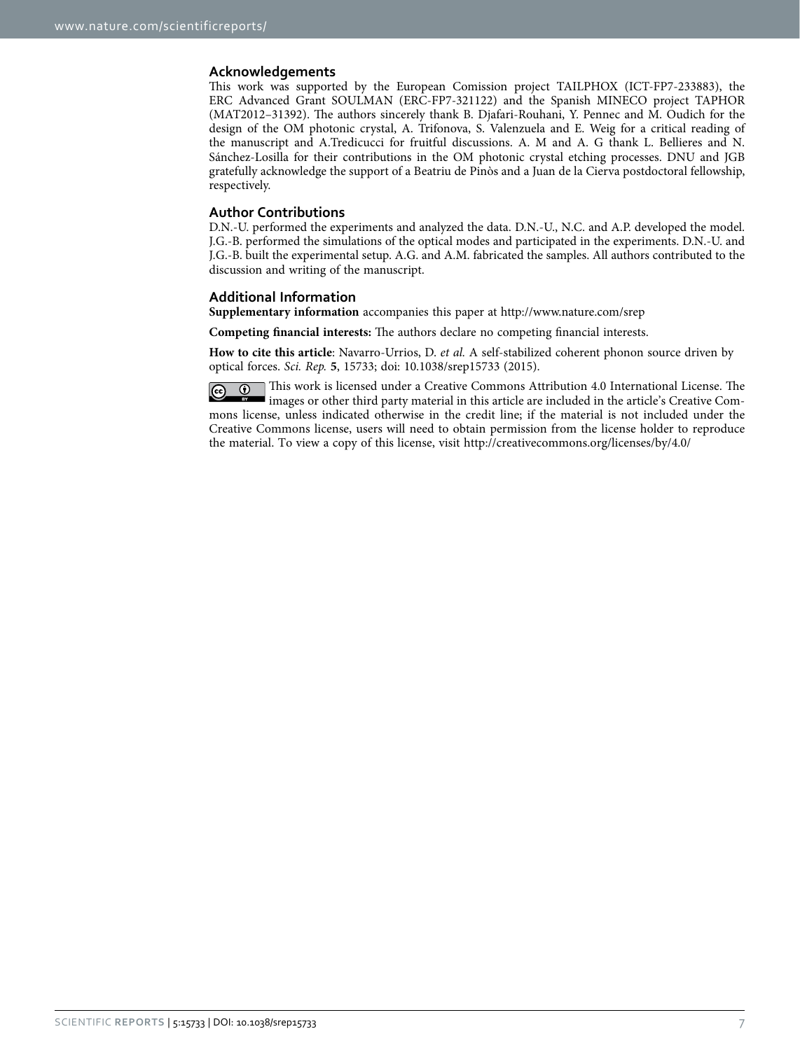## Acknowledgements

This work was supported by the European Comission project TAILPHOX (ICT-FP7-233883), the ERC Advanced Grant SOULMAN (ERC-FP7-321122) and the Spanish MINECO project TAPHOR (MAT2012–31392). The authors sincerely thank B. Djafari-Rouhani, Y. Pennec and M. Oudich for the design of the OM photonic crystal, A. Trifonova, S. Valenzuela and E. Weig for a critical reading of the manuscript and A.Tredicucci for fruitful discussions. A. M and A. G thank L. Bellieres and N. Sánchez-Losilla for their contributions in the OM photonic crystal etching processes. DNU and JGB gratefully acknowledge the support of a Beatriu de Pinòs and a Juan de la Cierva postdoctoral fellowship, respectively.

## Author Contributions

D.N.-U. performed the experiments and analyzed the data. D.N.-U., N.C. and A.P. developed the model. J.G.-B. performed the simulations of the optical modes and participated in the experiments. D.N.-U. and J.G.-B. built the experimental setup. A.G. and A.M. fabricated the samples. All authors contributed to the discussion and writing of the manuscript.

## Additional Information

**Supplementary information** accompanies this paper at http://www.nature.com/srep

**Competing financial interests:** The authors declare no competing financial interests.

**How to cite this article**: Navarro-Urrios, D. *et al.* A self-stabilized coherent phonon source driven by optical forces. *Sci. Rep.* **5**, 15733; doi: 10.1038/srep15733 (2015).

This work is licensed under a Creative Commons Attribution 4.0 International License. The images or other third party material in this article are included in the article's Creative Commons license, unless indicated otherwise in the credit line; if the material is not included under the Creative Commons license, users will need to obtain permission from the license holder to reproduce the material. To view a copy of this license, visit http://creativecommons.org/licenses/by/4.0/